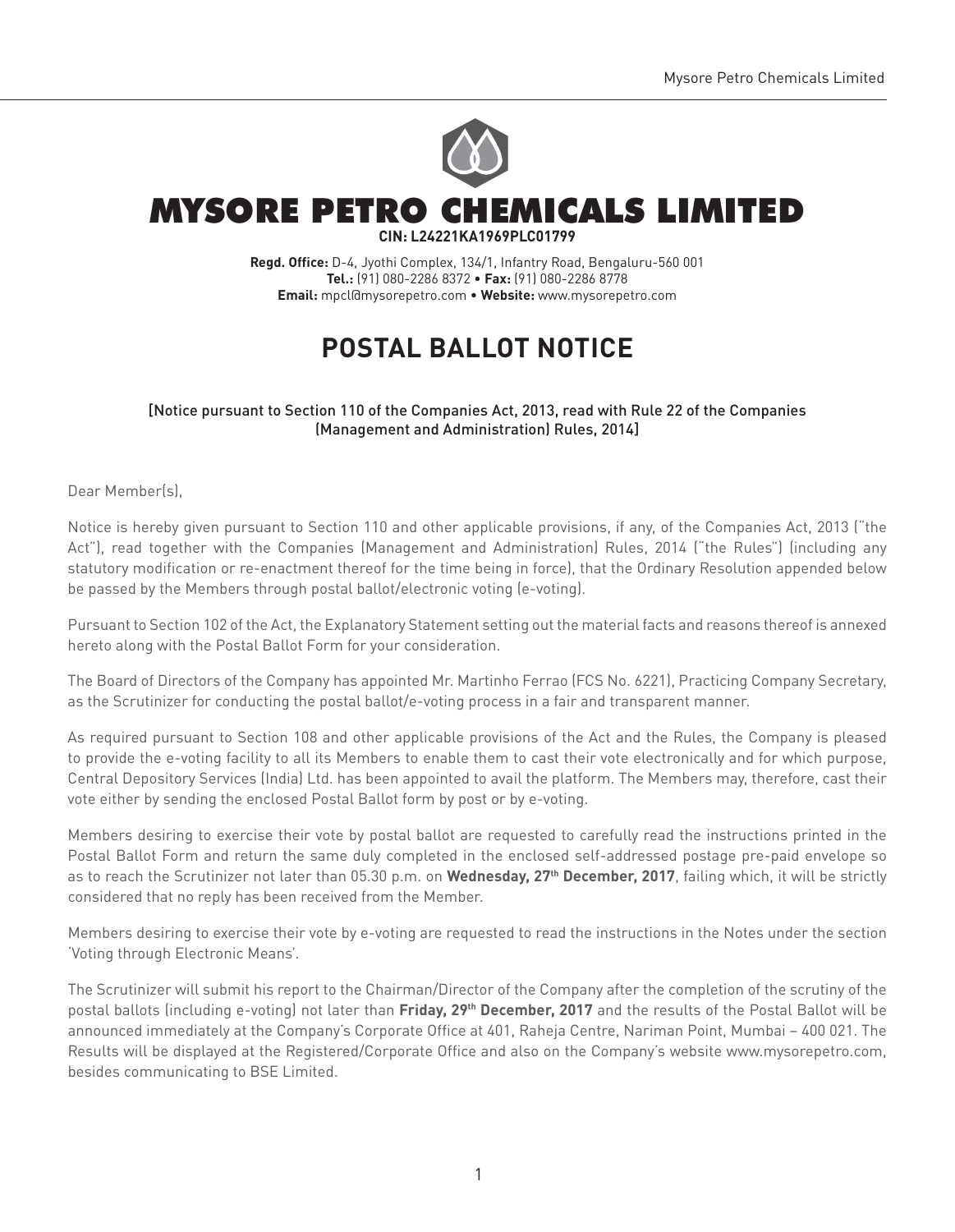# MYSORE PETRO CHEMICALS LIMITED

**CIN: L24221KA1969PLC01799**

**Regd. Office:** D-4, Jyothi Complex, 134/1, Infantry Road, Bengaluru-560 001
**Tel.:** (91) 080-2286 8372 • **Fax:** (91) 080-2286 8778
**Email:** mpcl@mysorepetro.com • **Website:** www.mysorepetro.com

## POSTAL BALLOT NOTICE

[Notice pursuant to Section 110 of the Companies Act, 2013, read with Rule 22 of the Companies (Management and Administration) Rules, 2014]

Dear Member(s),

Notice is hereby given pursuant to Section 110 and other applicable provisions, if any, of the Companies Act, 2013 ("the Act"), read together with the Companies (Management and Administration) Rules, 2014 ("the Rules") (including any statutory modification or re-enactment thereof for the time being in force), that the Ordinary Resolution appended below be passed by the Members through postal ballot/electronic voting (e-voting).

Pursuant to Section 102 of the Act, the Explanatory Statement setting out the material facts and reasons thereof is annexed hereto along with the Postal Ballot Form for your consideration.

The Board of Directors of the Company has appointed Mr. Martinho Ferrao (FCS No. 6221), Practicing Company Secretary, as the Scrutinizer for conducting the postal ballot/e-voting process in a fair and transparent manner.

As required pursuant to Section 108 and other applicable provisions of the Act and the Rules, the Company is pleased to provide the e-voting facility to all its Members to enable them to cast their vote electronically and for which purpose, Central Depository Services (India) Ltd. has been appointed to avail the platform. The Members may, therefore, cast their vote either by sending the enclosed Postal Ballot form by post or by e-voting.

Members desiring to exercise their vote by postal ballot are requested to carefully read the instructions printed in the Postal Ballot Form and return the same duly completed in the enclosed self-addressed postage pre-paid envelope so as to reach the Scrutinizer not later than 05.30 p.m. on **Wednesday, 27th December, 2017**, failing which, it will be strictly considered that no reply has been received from the Member.

Members desiring to exercise their vote by e-voting are requested to read the instructions in the Notes under the section 'Voting through Electronic Means'.

The Scrutinizer will submit his report to the Chairman/Director of the Company after the completion of the scrutiny of the postal ballots (including e-voting) not later than **Friday, 29th December, 2017** and the results of the Postal Ballot will be announced immediately at the Company's Corporate Office at 401, Raheja Centre, Nariman Point, Mumbai – 400 021. The Results will be displayed at the Registered/Corporate Office and also on the Company's website www.mysorepetro.com, besides communicating to BSE Limited.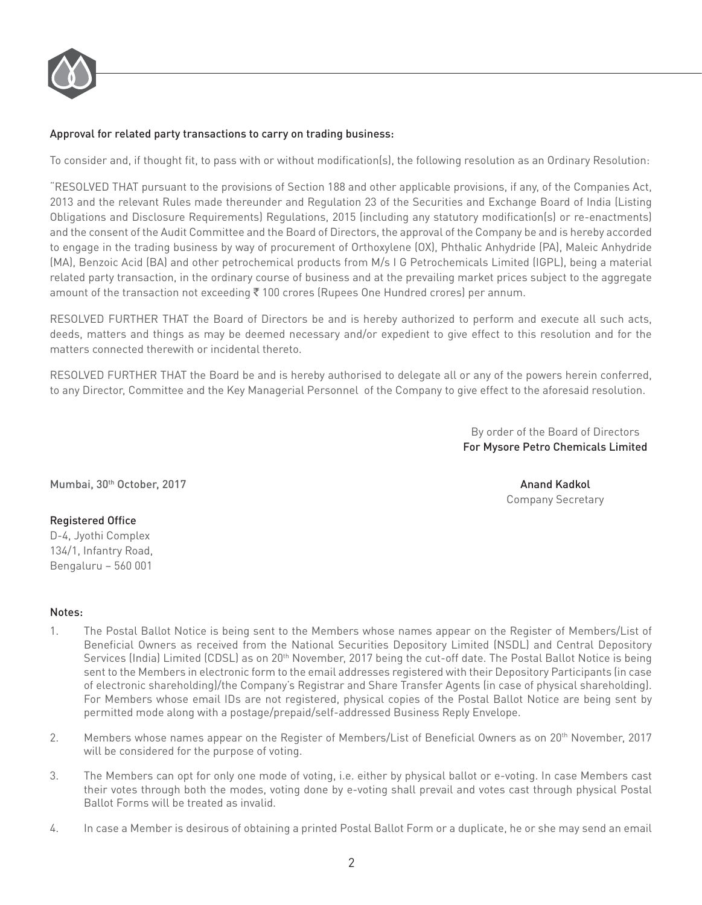**Approval for related party transactions to carry on trading business:**

To consider and, if thought fit, to pass with or without modification(s), the following resolution as an Ordinary Resolution:

"RESOLVED THAT pursuant to the provisions of Section 188 and other applicable provisions, if any, of the Companies Act, 2013 and the relevant Rules made thereunder and Regulation 23 of the Securities and Exchange Board of India (Listing Obligations and Disclosure Requirements) Regulations, 2015 (including any statutory modification(s) or re-enactments) and the consent of the Audit Committee and the Board of Directors, the approval of the Company be and is hereby accorded to engage in the trading business by way of procurement of Orthoxylene (OX), Phthalic Anhydride (PA), Maleic Anhydride (MA), Benzoic Acid (BA) and other petrochemical products from M/s I G Petrochemicals Limited (IGPL), being a material related party transaction, in the ordinary course of business and at the prevailing market prices subject to the aggregate amount of the transaction not exceeding ₹ 100 crores (Rupees One Hundred crores) per annum.

RESOLVED FURTHER THAT the Board of Directors be and is hereby authorized to perform and execute all such acts, deeds, matters and things as may be deemed necessary and/or expedient to give effect to this resolution and for the matters connected therewith or incidental thereto.

RESOLVED FURTHER THAT the Board be and is hereby authorised to delegate all or any of the powers herein conferred, to any Director, Committee and the Key Managerial Personnel of the Company to give effect to the aforesaid resolution.

By order of the Board of Directors
**For Mysore Petro Chemicals Limited**

**Mumbai, 30th October, 2017**

**Anand Kadkol**
Company Secretary

**Registered Office**
D-4, Jyothi Complex
134/1, Infantry Road,
Bengaluru – 560 001

**Notes:**

1. The Postal Ballot Notice is being sent to the Members whose names appear on the Register of Members/List of Beneficial Owners as received from the National Securities Depository Limited (NSDL) and Central Depository Services (India) Limited (CDSL) as on 20th November, 2017 being the cut-off date. The Postal Ballot Notice is being sent to the Members in electronic form to the email addresses registered with their Depository Participants (in case of electronic shareholding)/the Company's Registrar and Share Transfer Agents (in case of physical shareholding). For Members whose email IDs are not registered, physical copies of the Postal Ballot Notice are being sent by permitted mode along with a postage/prepaid/self-addressed Business Reply Envelope.

2. Members whose names appear on the Register of Members/List of Beneficial Owners as on 20th November, 2017 will be considered for the purpose of voting.

3. The Members can opt for only one mode of voting, i.e. either by physical ballot or e-voting. In case Members cast their votes through both the modes, voting done by e-voting shall prevail and votes cast through physical Postal Ballot Forms will be treated as invalid.

4. In case a Member is desirous of obtaining a printed Postal Ballot Form or a duplicate, he or she may send an email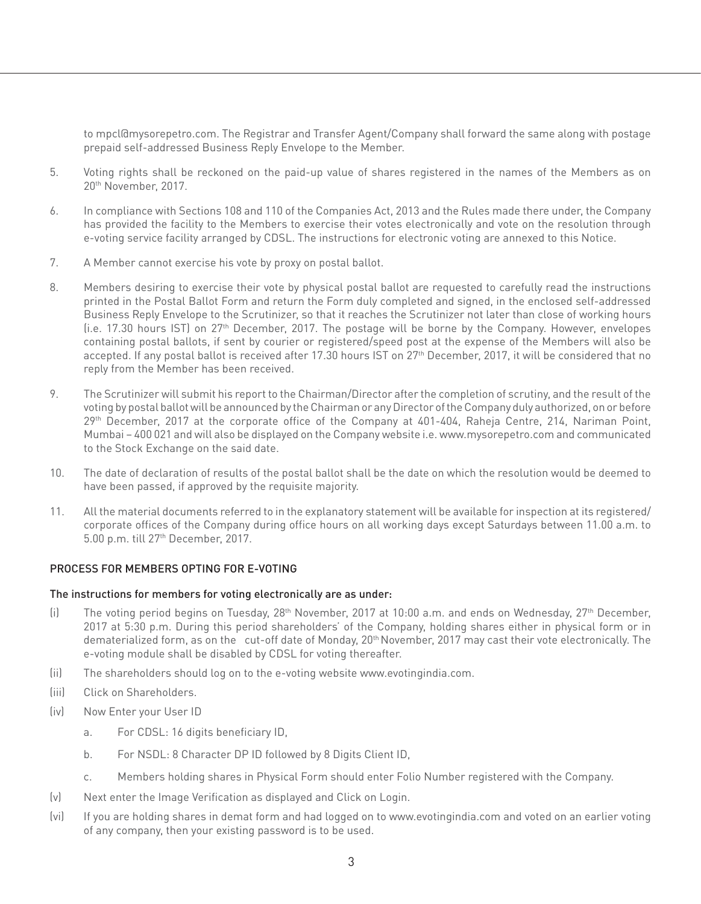to mpcl@mysorepetro.com. The Registrar and Transfer Agent/Company shall forward the same along with postage prepaid self-addressed Business Reply Envelope to the Member.

5. Voting rights shall be reckoned on the paid-up value of shares registered in the names of the Members as on 20th November, 2017.

6. In compliance with Sections 108 and 110 of the Companies Act, 2013 and the Rules made there under, the Company has provided the facility to the Members to exercise their votes electronically and vote on the resolution through e-voting service facility arranged by CDSL. The instructions for electronic voting are annexed to this Notice.

7. A Member cannot exercise his vote by proxy on postal ballot.

8. Members desiring to exercise their vote by physical postal ballot are requested to carefully read the instructions printed in the Postal Ballot Form and return the Form duly completed and signed, in the enclosed self-addressed Business Reply Envelope to the Scrutinizer, so that it reaches the Scrutinizer not later than close of working hours (i.e. 17.30 hours IST) on 27th December, 2017. The postage will be borne by the Company. However, envelopes containing postal ballots, if sent by courier or registered/speed post at the expense of the Members will also be accepted. If any postal ballot is received after 17.30 hours IST on 27th December, 2017, it will be considered that no reply from the Member has been received.

9. The Scrutinizer will submit his report to the Chairman/Director after the completion of scrutiny, and the result of the voting by postal ballot will be announced by the Chairman or any Director of the Company duly authorized, on or before 29th December, 2017 at the corporate office of the Company at 401-404, Raheja Centre, 214, Nariman Point, Mumbai – 400 021 and will also be displayed on the Company website i.e. www.mysorepetro.com and communicated to the Stock Exchange on the said date.

10. The date of declaration of results of the postal ballot shall be the date on which the resolution would be deemed to have been passed, if approved by the requisite majority.

11. All the material documents referred to in the explanatory statement will be available for inspection at its registered/ corporate offices of the Company during office hours on all working days except Saturdays between 11.00 a.m. to 5.00 p.m. till 27th December, 2017.

## PROCESS FOR MEMBERS OPTING FOR E-VOTING

### The instructions for members for voting electronically are as under:

(i) The voting period begins on Tuesday, 28th November, 2017 at 10:00 a.m. and ends on Wednesday, 27th December, 2017 at 5:30 p.m. During this period shareholders' of the Company, holding shares either in physical form or in dematerialized form, as on the cut-off date of Monday, 20th November, 2017 may cast their vote electronically. The e-voting module shall be disabled by CDSL for voting thereafter.

(ii) The shareholders should log on to the e-voting website www.evotingindia.com.

(iii) Click on Shareholders.

(iv) Now Enter your User ID

   a. For CDSL: 16 digits beneficiary ID,

   b. For NSDL: 8 Character DP ID followed by 8 Digits Client ID,

   c. Members holding shares in Physical Form should enter Folio Number registered with the Company.

(v) Next enter the Image Verification as displayed and Click on Login.

(vi) If you are holding shares in demat form and had logged on to www.evotingindia.com and voted on an earlier voting of any company, then your existing password is to be used.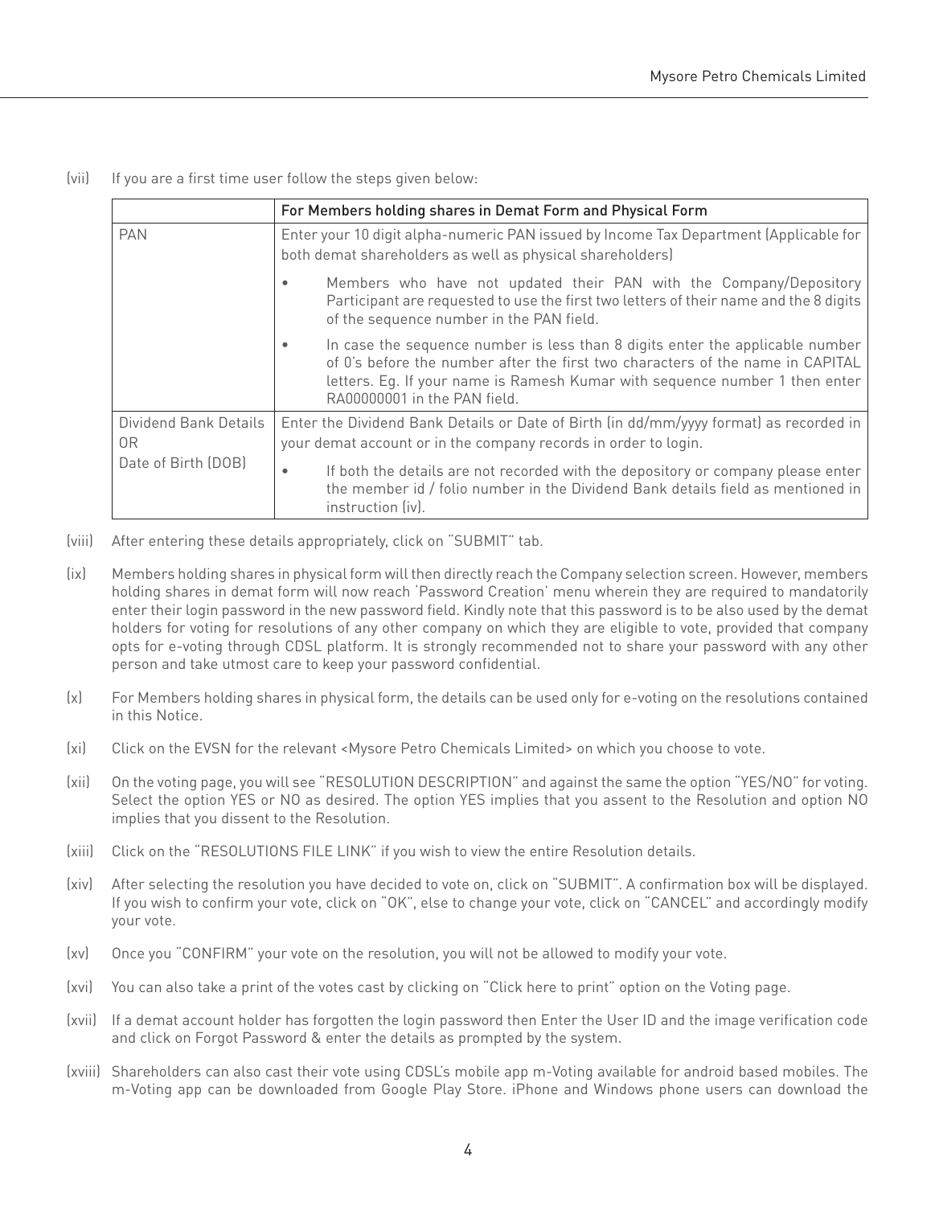(vii) If you are a first time user follow the steps given below:

| | For Members holding shares in Demat Form and Physical Form |
|---|---|
| PAN | Enter your 10 digit alpha-numeric PAN issued by Income Tax Department (Applicable for both demat shareholders as well as physical shareholders)<br>• Members who have not updated their PAN with the Company/Depository Participant are requested to use the first two letters of their name and the 8 digits of the sequence number in the PAN field.<br>• In case the sequence number is less than 8 digits enter the applicable number of 0's before the number after the first two characters of the name in CAPITAL letters. Eg. If your name is Ramesh Kumar with sequence number 1 then enter RA00000001 in the PAN field. |
| Dividend Bank Details OR Date of Birth (DOB) | Enter the Dividend Bank Details or Date of Birth (in dd/mm/yyyy format) as recorded in your demat account or in the company records in order to login.<br>• If both the details are not recorded with the depository or company please enter the member id / folio number in the Dividend Bank details field as mentioned in instruction (iv). |

(viii) After entering these details appropriately, click on "SUBMIT" tab.

(ix) Members holding shares in physical form will then directly reach the Company selection screen. However, members holding shares in demat form will now reach 'Password Creation' menu wherein they are required to mandatorily enter their login password in the new password field. Kindly note that this password is to be also used by the demat holders for voting for resolutions of any other company on which they are eligible to vote, provided that company opts for e-voting through CDSL platform. It is strongly recommended not to share your password with any other person and take utmost care to keep your password confidential.

(x) For Members holding shares in physical form, the details can be used only for e-voting on the resolutions contained in this Notice.

(xi) Click on the EVSN for the relevant <Mysore Petro Chemicals Limited> on which you choose to vote.

(xii) On the voting page, you will see "RESOLUTION DESCRIPTION" and against the same the option "YES/NO" for voting. Select the option YES or NO as desired. The option YES implies that you assent to the Resolution and option NO implies that you dissent to the Resolution.

(xiii) Click on the "RESOLUTIONS FILE LINK" if you wish to view the entire Resolution details.

(xiv) After selecting the resolution you have decided to vote on, click on "SUBMIT". A confirmation box will be displayed. If you wish to confirm your vote, click on "OK", else to change your vote, click on "CANCEL" and accordingly modify your vote.

(xv) Once you "CONFIRM" your vote on the resolution, you will not be allowed to modify your vote.

(xvi) You can also take a print of the votes cast by clicking on "Click here to print" option on the Voting page.

(xvii) If a demat account holder has forgotten the login password then Enter the User ID and the image verification code and click on Forgot Password & enter the details as prompted by the system.

(xviii) Shareholders can also cast their vote using CDSL's mobile app m-Voting available for android based mobiles. The m-Voting app can be downloaded from Google Play Store. iPhone and Windows phone users can download the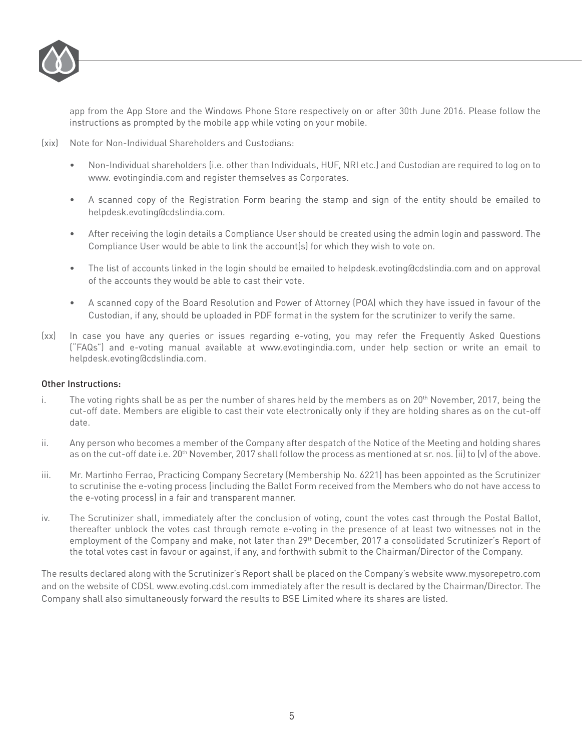app from the App Store and the Windows Phone Store respectively on or after 30th June 2016. Please follow the instructions as prompted by the mobile app while voting on your mobile.

(xix) Note for Non-Individual Shareholders and Custodians:

- Non-Individual shareholders (i.e. other than Individuals, HUF, NRI etc.) and Custodian are required to log on to www. evotingindia.com and register themselves as Corporates.
- A scanned copy of the Registration Form bearing the stamp and sign of the entity should be emailed to helpdesk.evoting@cdslindia.com.
- After receiving the login details a Compliance User should be created using the admin login and password. The Compliance User would be able to link the account(s) for which they wish to vote on.
- The list of accounts linked in the login should be emailed to helpdesk.evoting@cdslindia.com and on approval of the accounts they would be able to cast their vote.
- A scanned copy of the Board Resolution and Power of Attorney (POA) which they have issued in favour of the Custodian, if any, should be uploaded in PDF format in the system for the scrutinizer to verify the same.

(xx) In case you have any queries or issues regarding e-voting, you may refer the Frequently Asked Questions ("FAQs") and e-voting manual available at www.evotingindia.com, under help section or write an email to helpdesk.evoting@cdslindia.com.

**Other Instructions:**

i. The voting rights shall be as per the number of shares held by the members as on 20th November, 2017, being the cut-off date. Members are eligible to cast their vote electronically only if they are holding shares as on the cut-off date.

ii. Any person who becomes a member of the Company after despatch of the Notice of the Meeting and holding shares as on the cut-off date i.e. 20th November, 2017 shall follow the process as mentioned at sr. nos. (ii) to (v) of the above.

iii. Mr. Martinho Ferrao, Practicing Company Secretary (Membership No. 6221) has been appointed as the Scrutinizer to scrutinise the e-voting process (including the Ballot Form received from the Members who do not have access to the e-voting process) in a fair and transparent manner.

iv. The Scrutinizer shall, immediately after the conclusion of voting, count the votes cast through the Postal Ballot, thereafter unblock the votes cast through remote e-voting in the presence of at least two witnesses not in the employment of the Company and make, not later than 29th December, 2017 a consolidated Scrutinizer's Report of the total votes cast in favour or against, if any, and forthwith submit to the Chairman/Director of the Company.

The results declared along with the Scrutinizer's Report shall be placed on the Company's website www.mysorepetro.com and on the website of CDSL www.evoting.cdsl.com immediately after the result is declared by the Chairman/Director. The Company shall also simultaneously forward the results to BSE Limited where its shares are listed.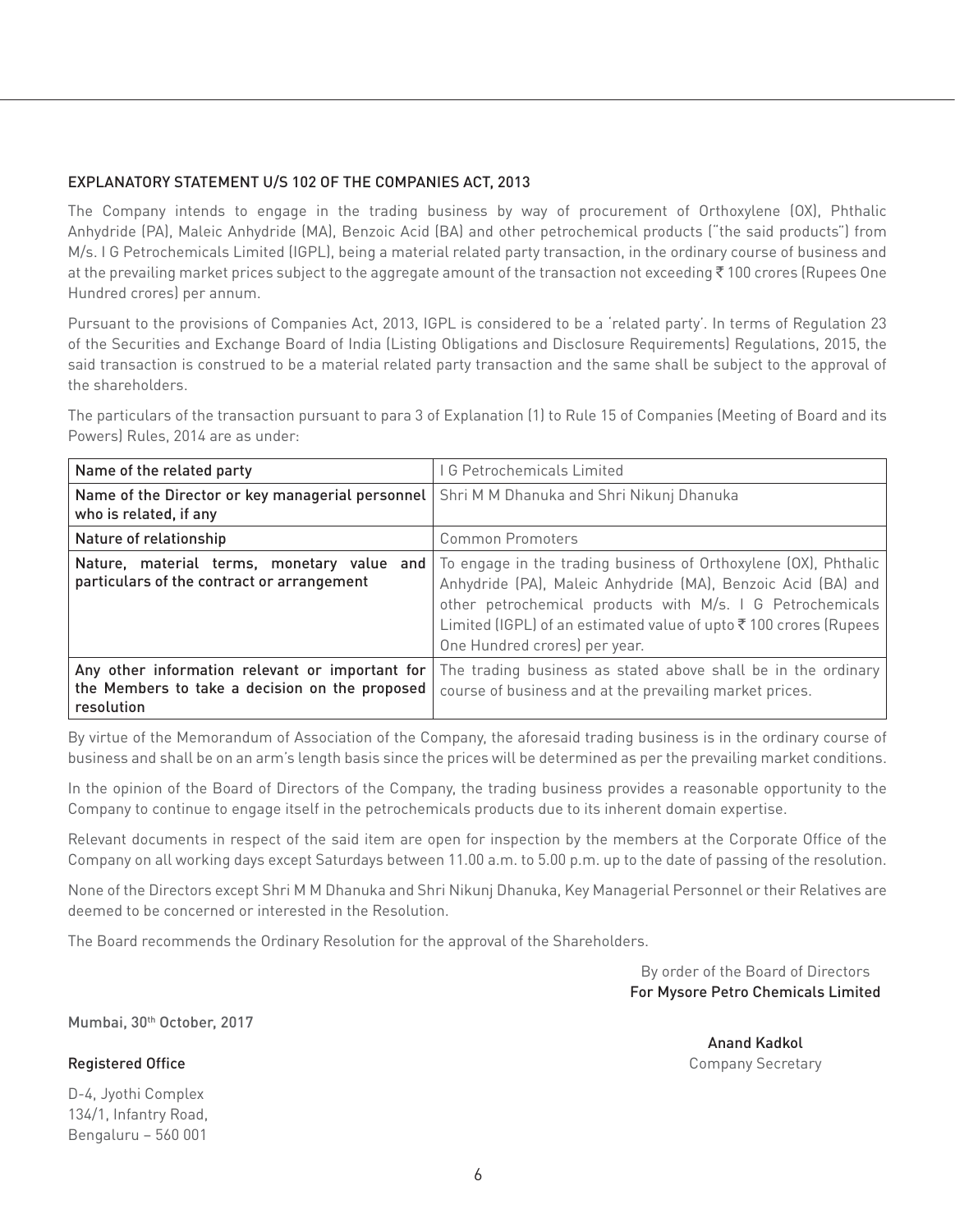## EXPLANATORY STATEMENT U/S 102 OF THE COMPANIES ACT, 2013

The Company intends to engage in the trading business by way of procurement of Orthoxylene (OX), Phthalic Anhydride (PA), Maleic Anhydride (MA), Benzoic Acid (BA) and other petrochemical products ("the said products") from M/s. I G Petrochemicals Limited (IGPL), being a material related party transaction, in the ordinary course of business and at the prevailing market prices subject to the aggregate amount of the transaction not exceeding ₹ 100 crores (Rupees One Hundred crores) per annum.

Pursuant to the provisions of Companies Act, 2013, IGPL is considered to be a 'related party'. In terms of Regulation 23 of the Securities and Exchange Board of India (Listing Obligations and Disclosure Requirements) Regulations, 2015, the said transaction is construed to be a material related party transaction and the same shall be subject to the approval of the shareholders.

The particulars of the transaction pursuant to para 3 of Explanation (1) to Rule 15 of Companies (Meeting of Board and its Powers) Rules, 2014 are as under:

| | |
|---|---|
| Name of the related party | I G Petrochemicals Limited |
| Name of the Director or key managerial personnel who is related, if any | Shri M M Dhanuka and Shri Nikunj Dhanuka |
| Nature of relationship | Common Promoters |
| Nature, material terms, monetary value and particulars of the contract or arrangement | To engage in the trading business of Orthoxylene (OX), Phthalic Anhydride (PA), Maleic Anhydride (MA), Benzoic Acid (BA) and other petrochemical products with M/s. I G Petrochemicals Limited (IGPL) of an estimated value of upto ₹ 100 crores (Rupees One Hundred crores) per year. |
| Any other information relevant or important for the Members to take a decision on the proposed resolution | The trading business as stated above shall be in the ordinary course of business and at the prevailing market prices. |

By virtue of the Memorandum of Association of the Company, the aforesaid trading business is in the ordinary course of business and shall be on an arm's length basis since the prices will be determined as per the prevailing market conditions.

In the opinion of the Board of Directors of the Company, the trading business provides a reasonable opportunity to the Company to continue to engage itself in the petrochemicals products due to its inherent domain expertise.

Relevant documents in respect of the said item are open for inspection by the members at the Corporate Office of the Company on all working days except Saturdays between 11.00 a.m. to 5.00 p.m. up to the date of passing of the resolution.

None of the Directors except Shri M M Dhanuka and Shri Nikunj Dhanuka, Key Managerial Personnel or their Relatives are deemed to be concerned or interested in the Resolution.

The Board recommends the Ordinary Resolution for the approval of the Shareholders.

By order of the Board of Directors
**For Mysore Petro Chemicals Limited**

**Mumbai, 30th October, 2017**

**Anand Kadkol**
Company Secretary

**Registered Office**

D-4, Jyothi Complex
134/1, Infantry Road,
Bengaluru – 560 001